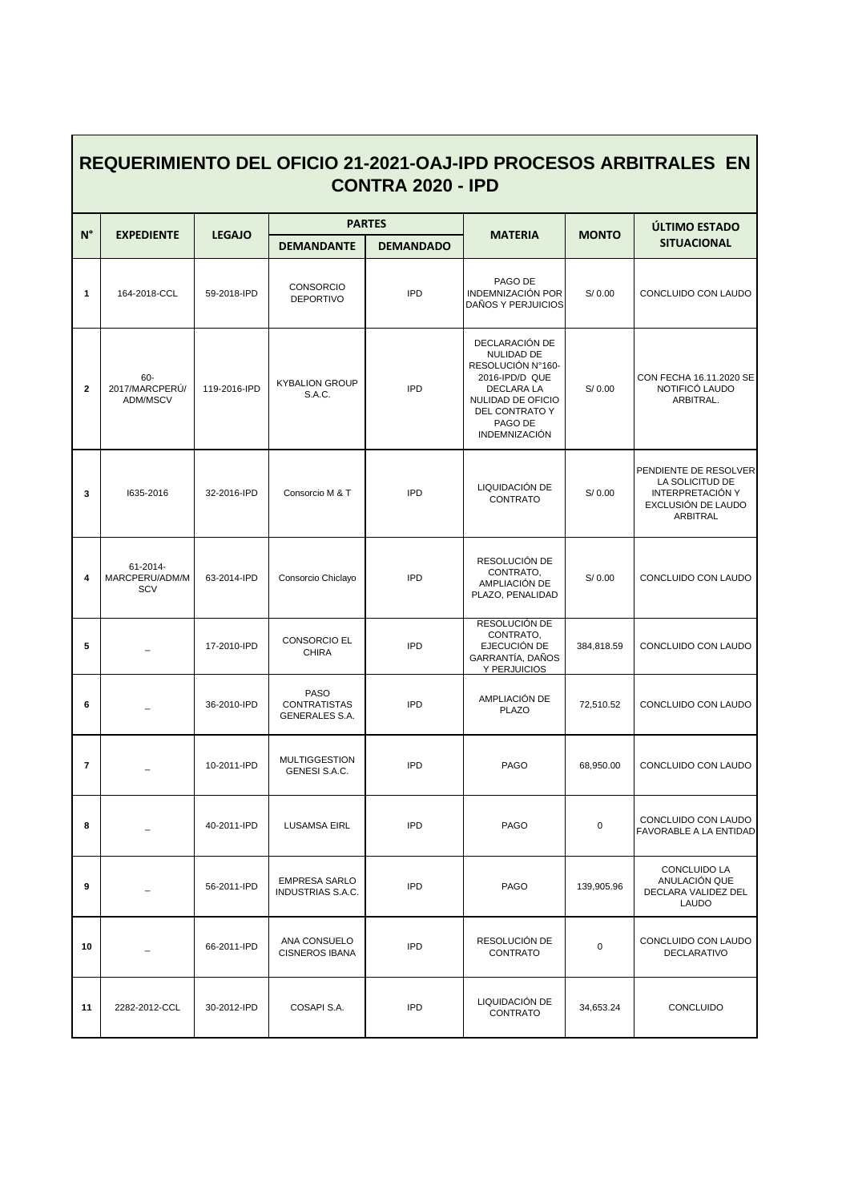# REQUERIMIENTO DEL OFICIO 21-2021-OAJ-IPD PROCESOS ARBITRALES EN CONTRA 2020 - IPD

| N° | EXPEDIENTE | LEGAJO | PARTES | | MATERIA | MONTO | ÚLTIMO ESTADO SITUACIONAL |
|---|---|---|---|---|---|---|---|
| | | | DEMANDANTE | DEMANDADO | | | |
| 1 | 164-2018-CCL | 59-2018-IPD | CONSORCIO DEPORTIVO | IPD | PAGO DE INDEMNIZACIÓN POR DAÑOS Y PERJUICIOS | S/ 0.00 | CONCLUIDO CON LAUDO |
| 2 | 60-2017/MARCPERÚ/ADM/MSCV | 119-2016-IPD | KYBALION GROUP S.A.C. | IPD | DECLARACIÓN DE NULIDAD DE RESOLUCIÓN N°160-2016-IPD/D QUE DECLARA LA NULIDAD DE OFICIO DEL CONTRATO Y PAGO DE INDEMNIZACIÓN | S/ 0.00 | CON FECHA 16.11.2020 SE NOTIFICÓ LAUDO ARBITRAL. |
| 3 | I635-2016 | 32-2016-IPD | Consorcio M & T | IPD | LIQUIDACIÓN DE CONTRATO | S/ 0.00 | PENDIENTE DE RESOLVER LA SOLICITUD DE INTERPRETACIÓN Y EXCLUSIÓN DE LAUDO ARBITRAL |
| 4 | 61-2014-MARCPERU/ADM/MSCV | 63-2014-IPD | Consorcio Chiclayo | IPD | RESOLUCIÓN DE CONTRATO, AMPLIACIÓN DE PLAZO, PENALIDAD | S/ 0.00 | CONCLUIDO CON LAUDO |
| 5 | _ | 17-2010-IPD | CONSORCIO EL CHIRA | IPD | RESOLUCIÓN DE CONTRATO, EJECUCIÓN DE GARRANTÍA, DAÑOS Y PERJUICIOS | 384,818.59 | CONCLUIDO CON LAUDO |
| 6 | _ | 36-2010-IPD | PASO CONTRATISTAS GENERALES S.A. | IPD | AMPLIACIÓN DE PLAZO | 72,510.52 | CONCLUIDO CON LAUDO |
| 7 | _ | 10-2011-IPD | MULTIGGESTION GENESI S.A.C. | IPD | PAGO | 68,950.00 | CONCLUIDO CON LAUDO |
| 8 | _ | 40-2011-IPD | LUSAMSA EIRL | IPD | PAGO | 0 | CONCLUIDO CON LAUDO FAVORABLE A LA ENTIDAD |
| 9 | _ | 56-2011-IPD | EMPRESA SARLO INDUSTRIAS S.A.C. | IPD | PAGO | 139,905.96 | CONCLUIDO LA ANULACIÓN QUE DECLARA VALIDEZ DEL LAUDO |
| 10 | _ | 66-2011-IPD | ANA CONSUELO CISNEROS IBANA | IPD | RESOLUCIÓN DE CONTRATO | 0 | CONCLUIDO CON LAUDO DECLARATIVO |
| 11 | 2282-2012-CCL | 30-2012-IPD | COSAPI S.A. | IPD | LIQUIDACIÓN DE CONTRATO | 34,653.24 | CONCLUIDO |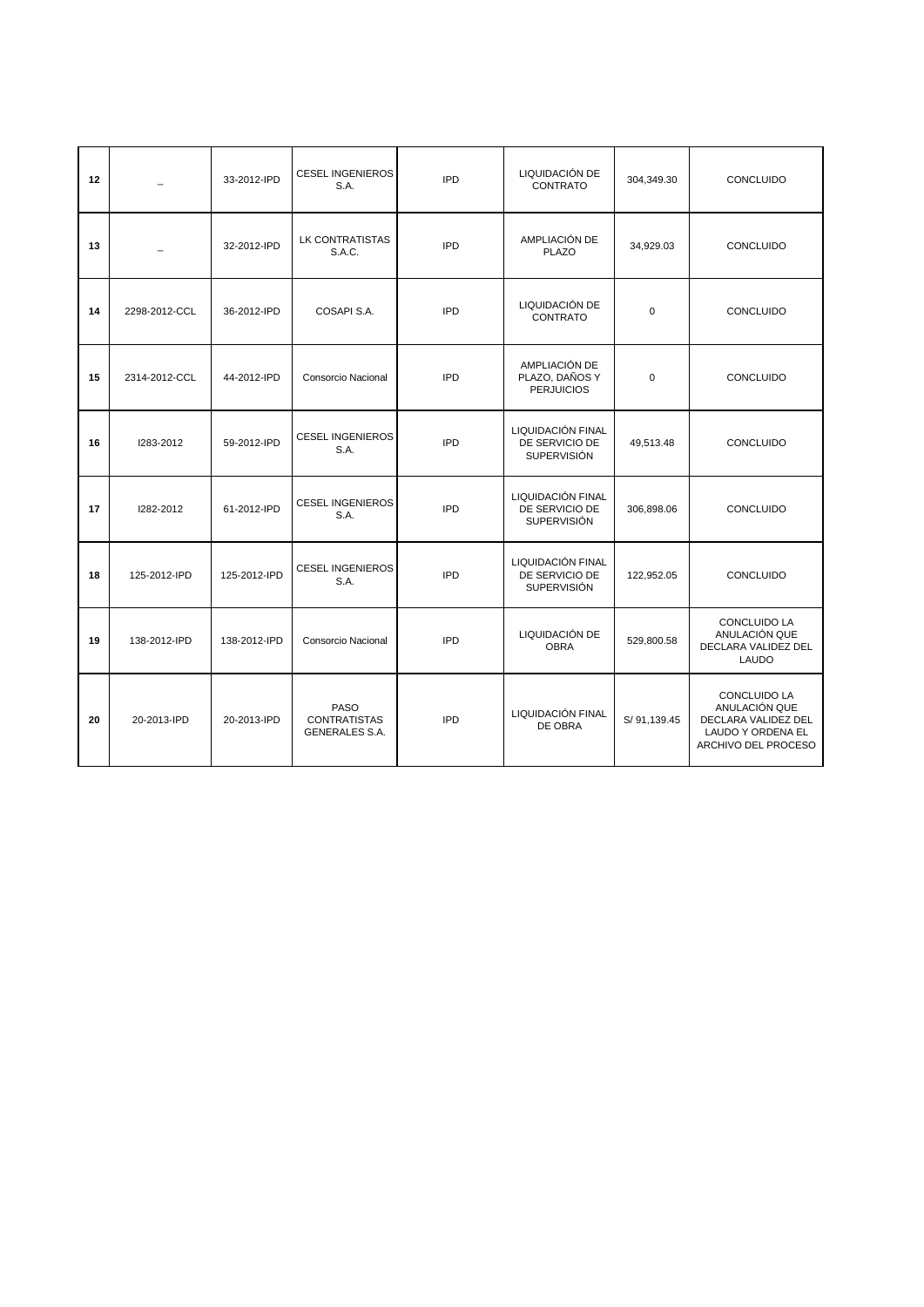| | | | | | | | |
|---|---|---|---|---|---|---|---|
| 12 | – | 33-2012-IPD | CESEL INGENIEROS S.A. | IPD | LIQUIDACIÓN DE CONTRATO | 304,349.30 | CONCLUIDO |
| 13 | – | 32-2012-IPD | LK CONTRATISTAS S.A.C. | IPD | AMPLIACIÓN DE PLAZO | 34,929.03 | CONCLUIDO |
| 14 | 2298-2012-CCL | 36-2012-IPD | COSAPI S.A. | IPD | LIQUIDACIÓN DE CONTRATO | 0 | CONCLUIDO |
| 15 | 2314-2012-CCL | 44-2012-IPD | Consorcio Nacional | IPD | AMPLIACIÓN DE PLAZO, DAÑOS Y PERJUICIOS | 0 | CONCLUIDO |
| 16 | I283-2012 | 59-2012-IPD | CESEL INGENIEROS S.A. | IPD | LIQUIDACIÓN FINAL DE SERVICIO DE SUPERVISIÓN | 49,513.48 | CONCLUIDO |
| 17 | I282-2012 | 61-2012-IPD | CESEL INGENIEROS S.A. | IPD | LIQUIDACIÓN FINAL DE SERVICIO DE SUPERVISIÓN | 306,898.06 | CONCLUIDO |
| 18 | 125-2012-IPD | 125-2012-IPD | CESEL INGENIEROS S.A. | IPD | LIQUIDACIÓN FINAL DE SERVICIO DE SUPERVISIÓN | 122,952.05 | CONCLUIDO |
| 19 | 138-2012-IPD | 138-2012-IPD | Consorcio Nacional | IPD | LIQUIDACIÓN DE OBRA | 529,800.58 | CONCLUIDO LA ANULACIÓN QUE DECLARA VALIDEZ DEL LAUDO |
| 20 | 20-2013-IPD | 20-2013-IPD | PASO CONTRATISTAS GENERALES S.A. | IPD | LIQUIDACIÓN FINAL DE OBRA | S/ 91,139.45 | CONCLUIDO LA ANULACIÓN QUE DECLARA VALIDEZ DEL LAUDO Y ORDENA EL ARCHIVO DEL PROCESO |